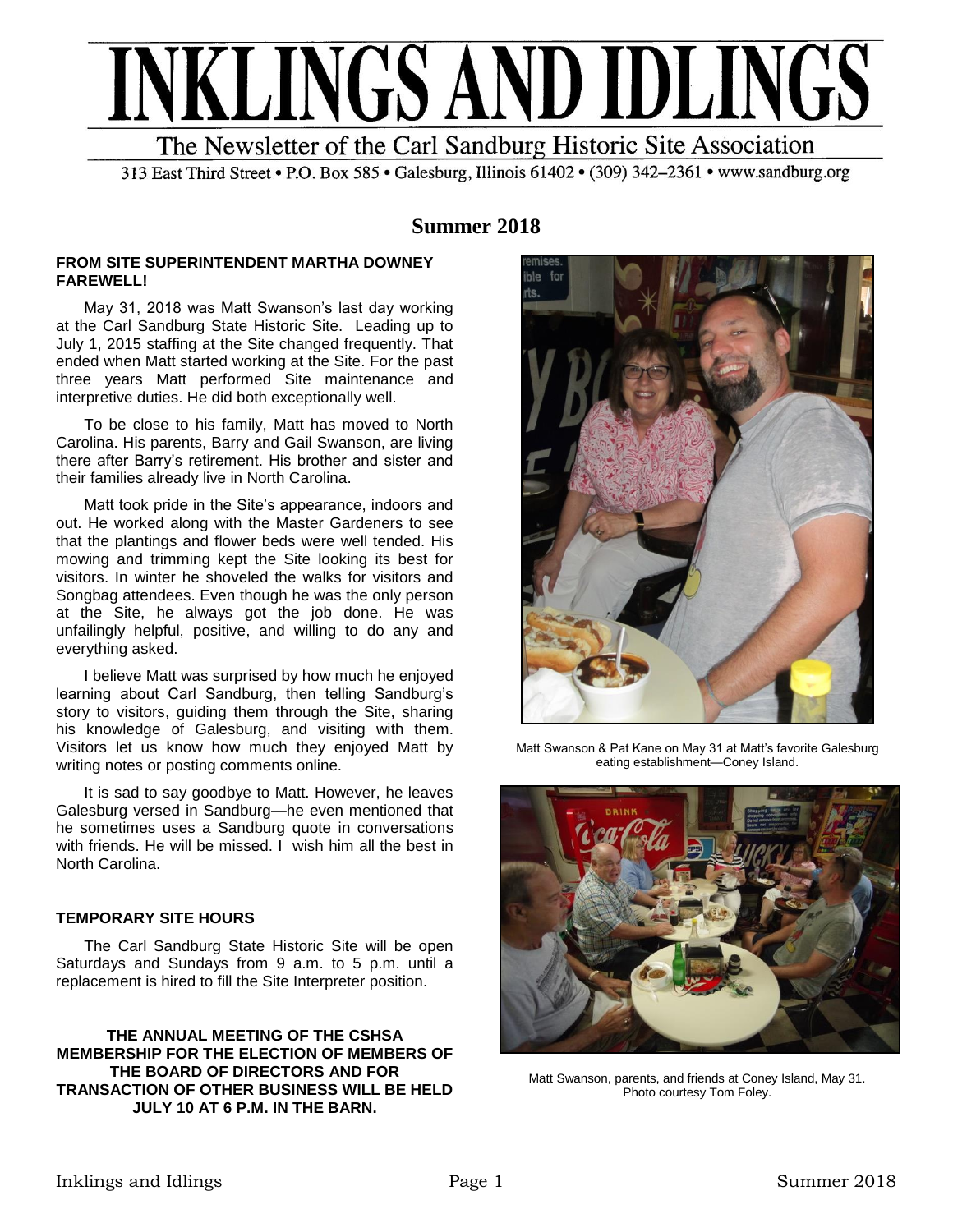# INKLINGS AND IDLINGS

The Newsletter of the Carl Sandburg Historic Site Association

313 East Third Street • P.O. Box 585 • Galesburg, Illinois 61402 • (309) 342–2361 • www.sandburg.org

## Summer 2018

**FROM SITE SUPERINTENDENT MARTHA DOWNEY**
**FAREWELL!**

May 31, 2018 was Matt Swanson's last day working at the Carl Sandburg State Historic Site. Leading up to July 1, 2015 staffing at the Site changed frequently. That ended when Matt started working at the Site. For the past three years Matt performed Site maintenance and interpretive duties. He did both exceptionally well.

To be close to his family, Matt has moved to North Carolina. His parents, Barry and Gail Swanson, are living there after Barry's retirement. His brother and sister and their families already live in North Carolina.

Matt took pride in the Site's appearance, indoors and out. He worked along with the Master Gardeners to see that the plantings and flower beds were well tended. His mowing and trimming kept the Site looking its best for visitors. In winter he shoveled the walks for visitors and Songbag attendees. Even though he was the only person at the Site, he always got the job done. He was unfailingly helpful, positive, and willing to do any and everything asked.

I believe Matt was surprised by how much he enjoyed learning about Carl Sandburg, then telling Sandburg's story to visitors, guiding them through the Site, sharing his knowledge of Galesburg, and visiting with them. Visitors let us know how much they enjoyed Matt by writing notes or posting comments online.

It is sad to say goodbye to Matt. However, he leaves Galesburg versed in Sandburg—he even mentioned that he sometimes uses a Sandburg quote in conversations with friends. He will be missed. I wish him all the best in North Carolina.

Matt Swanson & Pat Kane on May 31 at Matt's favorite Galesburg eating establishment—Coney Island.

Matt Swanson, parents, and friends at Coney Island, May 31. Photo courtesy Tom Foley.

**TEMPORARY SITE HOURS**

The Carl Sandburg State Historic Site will be open Saturdays and Sundays from 9 a.m. to 5 p.m. until a replacement is hired to fill the Site Interpreter position.

**THE ANNUAL MEETING OF THE CSHSA MEMBERSHIP FOR THE ELECTION OF MEMBERS OF THE BOARD OF DIRECTORS AND FOR TRANSACTION OF OTHER BUSINESS WILL BE HELD JULY 10 AT 6 P.M. IN THE BARN.**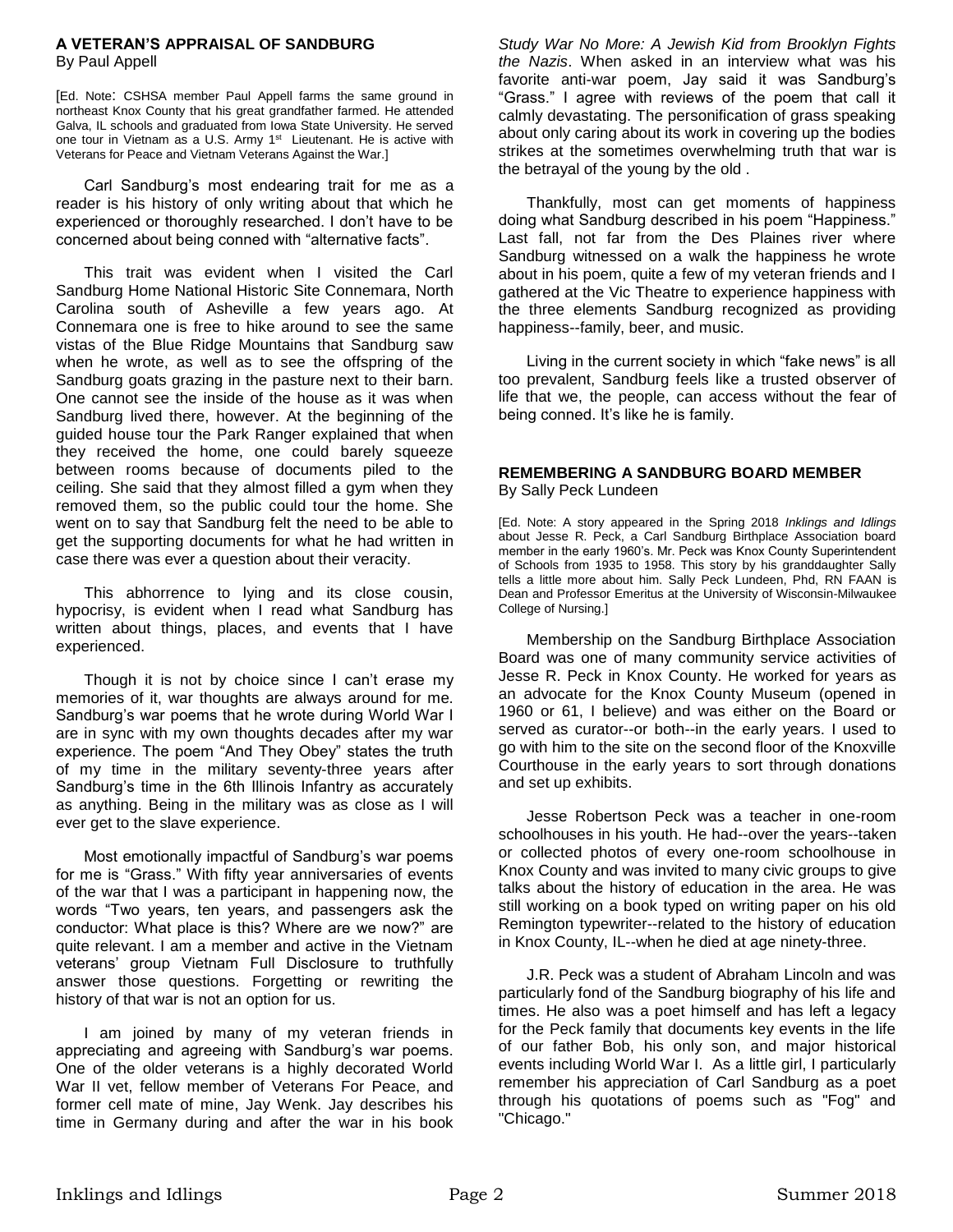## A VETERAN'S APPRAISAL OF SANDBURG

By Paul Appell

[Ed. Note: CSHSA member Paul Appell farms the same ground in northeast Knox County that his great grandfather farmed. He attended Galva, IL schools and graduated from Iowa State University. He served one tour in Vietnam as a U.S. Army 1st Lieutenant. He is active with Veterans for Peace and Vietnam Veterans Against the War.]

Carl Sandburg's most endearing trait for me as a reader is his history of only writing about that which he experienced or thoroughly researched. I don't have to be concerned about being conned with "alternative facts".

This trait was evident when I visited the Carl Sandburg Home National Historic Site Connemara, North Carolina south of Asheville a few years ago. At Connemara one is free to hike around to see the same vistas of the Blue Ridge Mountains that Sandburg saw when he wrote, as well as to see the offspring of the Sandburg goats grazing in the pasture next to their barn. One cannot see the inside of the house as it was when Sandburg lived there, however. At the beginning of the guided house tour the Park Ranger explained that when they received the home, one could barely squeeze between rooms because of documents piled to the ceiling. She said that they almost filled a gym when they removed them, so the public could tour the home. She went on to say that Sandburg felt the need to be able to get the supporting documents for what he had written in case there was ever a question about their veracity.

This abhorrence to lying and its close cousin, hypocrisy, is evident when I read what Sandburg has written about things, places, and events that I have experienced.

Though it is not by choice since I can't erase my memories of it, war thoughts are always around for me. Sandburg's war poems that he wrote during World War I are in sync with my own thoughts decades after my war experience. The poem "And They Obey" states the truth of my time in the military seventy-three years after Sandburg's time in the 6th Illinois Infantry as accurately as anything. Being in the military was as close as I will ever get to the slave experience.

Most emotionally impactful of Sandburg's war poems for me is "Grass." With fifty year anniversaries of events of the war that I was a participant in happening now, the words "Two years, ten years, and passengers ask the conductor: What place is this? Where are we now?" are quite relevant. I am a member and active in the Vietnam veterans' group Vietnam Full Disclosure to truthfully answer those questions. Forgetting or rewriting the history of that war is not an option for us.

I am joined by many of my veteran friends in appreciating and agreeing with Sandburg's war poems. One of the older veterans is a highly decorated World War II vet, fellow member of Veterans For Peace, and former cell mate of mine, Jay Wenk. Jay describes his time in Germany during and after the war in his book *Study War No More: A Jewish Kid from Brooklyn Fights the Nazis*. When asked in an interview what was his favorite anti-war poem, Jay said it was Sandburg's "Grass." I agree with reviews of the poem that call it calmly devastating. The personification of grass speaking about only caring about its work in covering up the bodies strikes at the sometimes overwhelming truth that war is the betrayal of the young by the old .

Thankfully, most can get moments of happiness doing what Sandburg described in his poem "Happiness." Last fall, not far from the Des Plaines river where Sandburg witnessed on a walk the happiness he wrote about in his poem, quite a few of my veteran friends and I gathered at the Vic Theatre to experience happiness with the three elements Sandburg recognized as providing happiness--family, beer, and music.

Living in the current society in which "fake news" is all too prevalent, Sandburg feels like a trusted observer of life that we, the people, can access without the fear of being conned. It's like he is family.

## REMEMBERING A SANDBURG BOARD MEMBER

By Sally Peck Lundeen

[Ed. Note: A story appeared in the Spring 2018 *Inklings and Idlings* about Jesse R. Peck, a Carl Sandburg Birthplace Association board member in the early 1960's. Mr. Peck was Knox County Superintendent of Schools from 1935 to 1958. This story by his granddaughter Sally tells a little more about him. Sally Peck Lundeen, Phd, RN FAAN is Dean and Professor Emeritus at the University of Wisconsin-Milwaukee College of Nursing.]

Membership on the Sandburg Birthplace Association Board was one of many community service activities of Jesse R. Peck in Knox County. He worked for years as an advocate for the Knox County Museum (opened in 1960 or 61, I believe) and was either on the Board or served as curator--or both--in the early years. I used to go with him to the site on the second floor of the Knoxville Courthouse in the early years to sort through donations and set up exhibits.

Jesse Robertson Peck was a teacher in one-room schoolhouses in his youth. He had--over the years--taken or collected photos of every one-room schoolhouse in Knox County and was invited to many civic groups to give talks about the history of education in the area. He was still working on a book typed on writing paper on his old Remington typewriter--related to the history of education in Knox County, IL--when he died at age ninety-three.

J.R. Peck was a student of Abraham Lincoln and was particularly fond of the Sandburg biography of his life and times. He also was a poet himself and has left a legacy for the Peck family that documents key events in the life of our father Bob, his only son, and major historical events including World War I. As a little girl, I particularly remember his appreciation of Carl Sandburg as a poet through his quotations of poems such as "Fog" and "Chicago."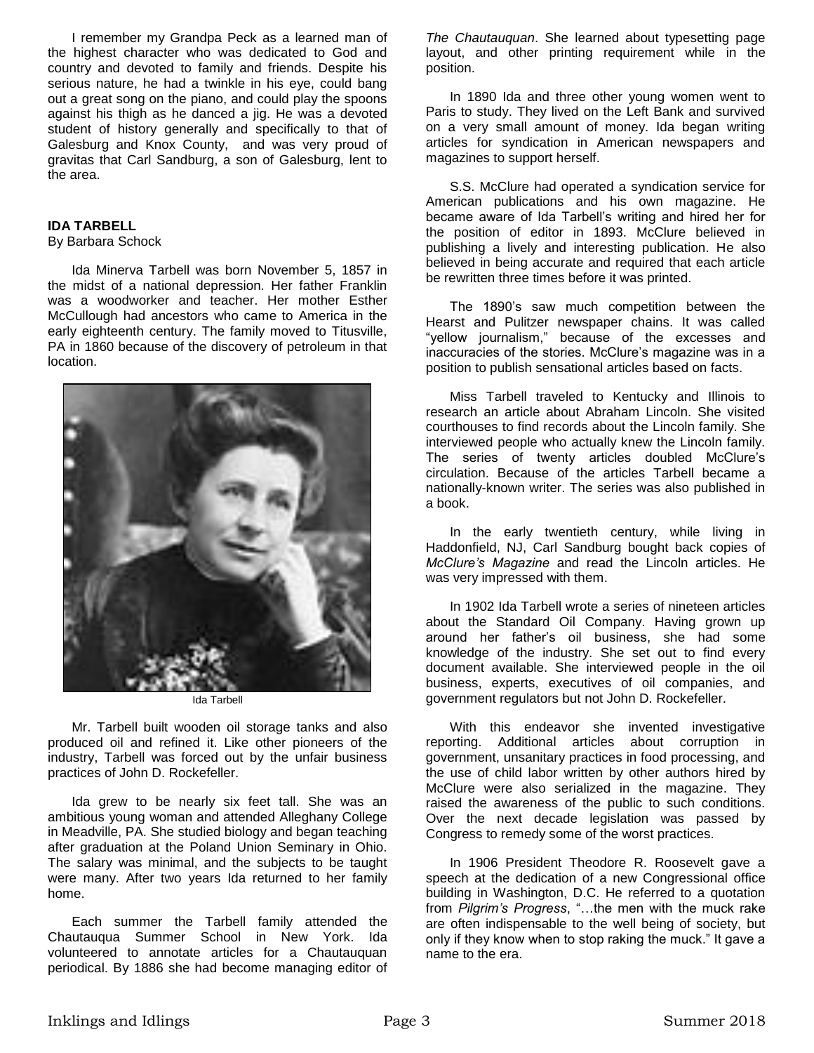I remember my Grandpa Peck as a learned man of the highest character who was dedicated to God and country and devoted to family and friends. Despite his serious nature, he had a twinkle in his eye, could bang out a great song on the piano, and could play the spoons against his thigh as he danced a jig. He was a devoted student of history generally and specifically to that of Galesburg and Knox County, and was very proud of gravitas that Carl Sandburg, a son of Galesburg, lent to the area.

**IDA TARBELL**

By Barbara Schock

Ida Minerva Tarbell was born November 5, 1857 in the midst of a national depression. Her father Franklin was a woodworker and teacher. Her mother Esther McCullough had ancestors who came to America in the early eighteenth century. The family moved to Titusville, PA in 1860 because of the discovery of petroleum in that location.

Ida Tarbell

Mr. Tarbell built wooden oil storage tanks and also produced oil and refined it. Like other pioneers of the industry, Tarbell was forced out by the unfair business practices of John D. Rockefeller.

Ida grew to be nearly six feet tall. She was an ambitious young woman and attended Alleghany College in Meadville, PA. She studied biology and began teaching after graduation at the Poland Union Seminary in Ohio. The salary was minimal, and the subjects to be taught were many. After two years Ida returned to her family home.

Each summer the Tarbell family attended the Chautauqua Summer School in New York. Ida volunteered to annotate articles for a Chautauquan periodical. By 1886 she had become managing editor of *The Chautauquan*. She learned about typesetting page layout, and other printing requirement while in the position.

In 1890 Ida and three other young women went to Paris to study. They lived on the Left Bank and survived on a very small amount of money. Ida began writing articles for syndication in American newspapers and magazines to support herself.

S.S. McClure had operated a syndication service for American publications and his own magazine. He became aware of Ida Tarbell's writing and hired her for the position of editor in 1893. McClure believed in publishing a lively and interesting publication. He also believed in being accurate and required that each article be rewritten three times before it was printed.

The 1890's saw much competition between the Hearst and Pulitzer newspaper chains. It was called "yellow journalism," because of the excesses and inaccuracies of the stories. McClure's magazine was in a position to publish sensational articles based on facts.

Miss Tarbell traveled to Kentucky and Illinois to research an article about Abraham Lincoln. She visited courthouses to find records about the Lincoln family. She interviewed people who actually knew the Lincoln family. The series of twenty articles doubled McClure's circulation. Because of the articles Tarbell became a nationally-known writer. The series was also published in a book.

In the early twentieth century, while living in Haddonfield, NJ, Carl Sandburg bought back copies of *McClure's Magazine* and read the Lincoln articles. He was very impressed with them.

In 1902 Ida Tarbell wrote a series of nineteen articles about the Standard Oil Company. Having grown up around her father's oil business, she had some knowledge of the industry. She set out to find every document available. She interviewed people in the oil business, experts, executives of oil companies, and government regulators but not John D. Rockefeller.

With this endeavor she invented investigative reporting. Additional articles about corruption in government, unsanitary practices in food processing, and the use of child labor written by other authors hired by McClure were also serialized in the magazine. They raised the awareness of the public to such conditions. Over the next decade legislation was passed by Congress to remedy some of the worst practices.

In 1906 President Theodore R. Roosevelt gave a speech at the dedication of a new Congressional office building in Washington, D.C. He referred to a quotation from *Pilgrim's Progress*, "…the men with the muck rake are often indispensable to the well being of society, but only if they know when to stop raking the muck." It gave a name to the era.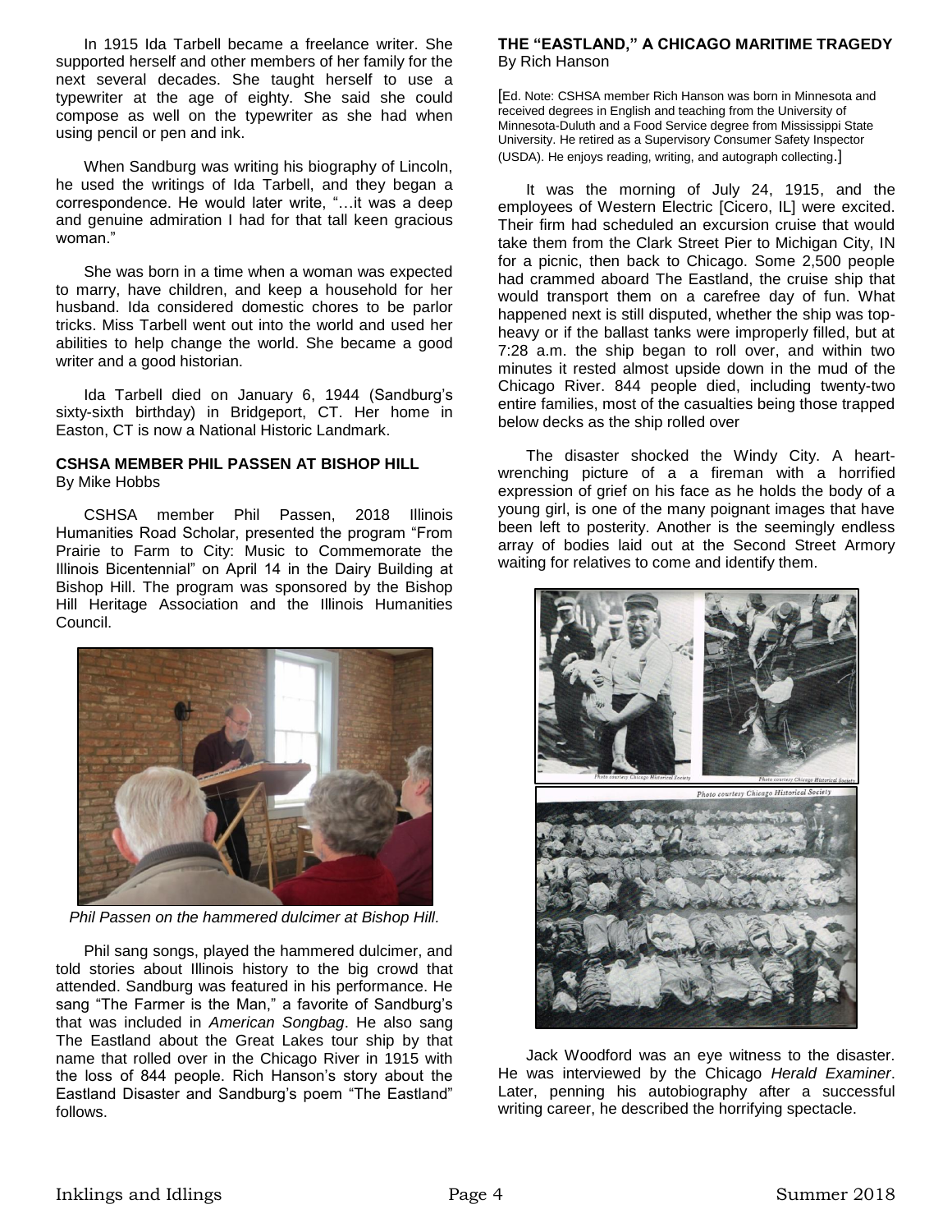In 1915 Ida Tarbell became a freelance writer. She supported herself and other members of her family for the next several decades. She taught herself to use a typewriter at the age of eighty. She said she could compose as well on the typewriter as she had when using pencil or pen and ink.

When Sandburg was writing his biography of Lincoln, he used the writings of Ida Tarbell, and they began a correspondence. He would later write, "…it was a deep and genuine admiration I had for that tall keen gracious woman."

She was born in a time when a woman was expected to marry, have children, and keep a household for her husband. Ida considered domestic chores to be parlor tricks. Miss Tarbell went out into the world and used her abilities to help change the world. She became a good writer and a good historian.

Ida Tarbell died on January 6, 1944 (Sandburg's sixty-sixth birthday) in Bridgeport, CT. Her home in Easton, CT is now a National Historic Landmark.

### CSHSA MEMBER PHIL PASSEN AT BISHOP HILL

By Mike Hobbs

CSHSA member Phil Passen, 2018 Illinois Humanities Road Scholar, presented the program "From Prairie to Farm to City: Music to Commemorate the Illinois Bicentennial" on April 14 in the Dairy Building at Bishop Hill. The program was sponsored by the Bishop Hill Heritage Association and the Illinois Humanities Council.

*Phil Passen on the hammered dulcimer at Bishop Hill.*

Phil sang songs, played the hammered dulcimer, and told stories about Illinois history to the big crowd that attended. Sandburg was featured in his performance. He sang "The Farmer is the Man," a favorite of Sandburg's that was included in *American Songbag*. He also sang The Eastland about the Great Lakes tour ship by that name that rolled over in the Chicago River in 1915 with the loss of 844 people. Rich Hanson's story about the Eastland Disaster and Sandburg's poem "The Eastland" follows.

### THE "EASTLAND," A CHICAGO MARITIME TRAGEDY

By Rich Hanson

[Ed. Note: CSHSA member Rich Hanson was born in Minnesota and received degrees in English and teaching from the University of Minnesota-Duluth and a Food Service degree from Mississippi State University. He retired as a Supervisory Consumer Safety Inspector (USDA). He enjoys reading, writing, and autograph collecting.]

It was the morning of July 24, 1915, and the employees of Western Electric [Cicero, IL] were excited. Their firm had scheduled an excursion cruise that would take them from the Clark Street Pier to Michigan City, IN for a picnic, then back to Chicago. Some 2,500 people had crammed aboard The Eastland, the cruise ship that would transport them on a carefree day of fun. What happened next is still disputed, whether the ship was top-heavy or if the ballast tanks were improperly filled, but at 7:28 a.m. the ship began to roll over, and within two minutes it rested almost upside down in the mud of the Chicago River. 844 people died, including twenty-two entire families, most of the casualties being those trapped below decks as the ship rolled over

The disaster shocked the Windy City. A heart-wrenching picture of a a fireman with a horrified expression of grief on his face as he holds the body of a young girl, is one of the many poignant images that have been left to posterity. Another is the seemingly endless array of bodies laid out at the Second Street Armory waiting for relatives to come and identify them.

Photo courtesy Chicago Historical Society

Jack Woodford was an eye witness to the disaster. He was interviewed by the Chicago *Herald Examiner*. Later, penning his autobiography after a successful writing career, he described the horrifying spectacle.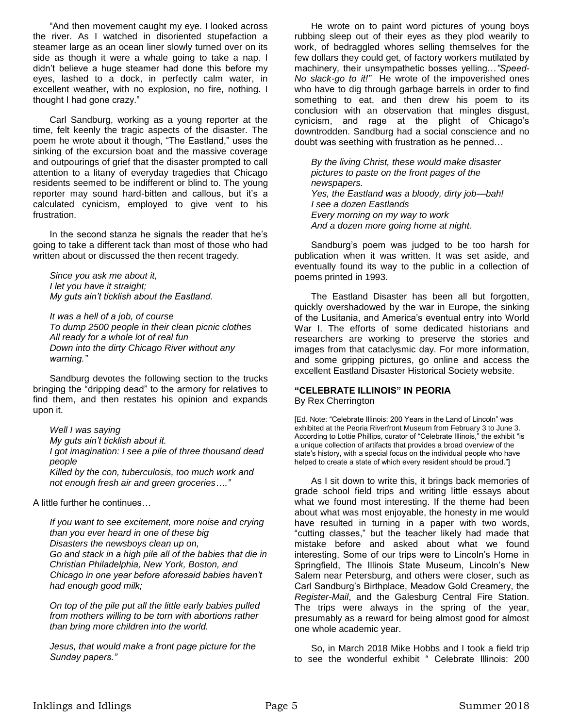"And then movement caught my eye. I looked across the river. As I watched in disoriented stupefaction a steamer large as an ocean liner slowly turned over on its side as though it were a whale going to take a nap. I didn't believe a huge steamer had done this before my eyes, lashed to a dock, in perfectly calm water, in excellent weather, with no explosion, no fire, nothing. I thought I had gone crazy."

Carl Sandburg, working as a young reporter at the time, felt keenly the tragic aspects of the disaster. The poem he wrote about it though, "The Eastland," uses the sinking of the excursion boat and the massive coverage and outpourings of grief that the disaster prompted to call attention to a litany of everyday tragedies that Chicago residents seemed to be indifferent or blind to. The young reporter may sound hard-bitten and callous, but it's a calculated cynicism, employed to give vent to his frustration.

In the second stanza he signals the reader that he's going to take a different tack than most of those who had written about or discussed the then recent tragedy.

*Since you ask me about it,*
*I let you have it straight;*
*My guts ain't ticklish about the Eastland.*

*It was a hell of a job, of course*
*To dump 2500 people in their clean picnic clothes*
*All ready for a whole lot of real fun*
*Down into the dirty Chicago River without any warning."*

Sandburg devotes the following section to the trucks bringing the "dripping dead" to the armory for relatives to find them, and then restates his opinion and expands upon it.

*Well I was saying*
*My guts ain't ticklish about it.*
*I got imagination: I see a pile of three thousand dead people*
*Killed by the con, tuberculosis, too much work and not enough fresh air and green groceries…."*

A little further he continues…

*If you want to see excitement, more noise and crying than you ever heard in one of these big*
*Disasters the newsboys clean up on,*
*Go and stack in a high pile all of the babies that die in Christian Philadelphia, New York, Boston, and Chicago in one year before aforesaid babies haven't had enough good milk;*

*On top of the pile put all the little early babies pulled from mothers willing to be torn with abortions rather than bring more children into the world.*

*Jesus, that would make a front page picture for the Sunday papers."*

He wrote on to paint word pictures of young boys rubbing sleep out of their eyes as they plod wearily to work, of bedraggled whores selling themselves for the few dollars they could get, of factory workers mutilated by machinery, their unsympathetic bosses yelling…*"Speed-No slack-go to it!"* He wrote of the impoverished ones who have to dig through garbage barrels in order to find something to eat, and then drew his poem to its conclusion with an observation that mingles disgust, cynicism, and rage at the plight of Chicago's downtrodden. Sandburg had a social conscience and no doubt was seething with frustration as he penned…

*By the living Christ, these would make disaster pictures to paste on the front pages of the newspapers.*
*Yes, the Eastland was a bloody, dirty job—bah!*
*I see a dozen Eastlands*
*Every morning on my way to work*
*And a dozen more going home at night.*

Sandburg's poem was judged to be too harsh for publication when it was written. It was set aside, and eventually found its way to the public in a collection of poems printed in 1993.

The Eastland Disaster has been all but forgotten, quickly overshadowed by the war in Europe, the sinking of the Lusitania, and America's eventual entry into World War I. The efforts of some dedicated historians and researchers are working to preserve the stories and images from that cataclysmic day. For more information, and some gripping pictures, go online and access the excellent Eastland Disaster Historical Society website.

## "CELEBRATE ILLINOIS" IN PEORIA

By Rex Cherrington

[Ed. Note: "Celebrate Illinois: 200 Years in the Land of Lincoln" was exhibited at the Peoria Riverfront Museum from February 3 to June 3. According to Lottie Phillips, curator of "Celebrate Illinois," the exhibit "is a unique collection of artifacts that provides a broad overview of the state's history, with a special focus on the individual people who have helped to create a state of which every resident should be proud."]

As I sit down to write this, it brings back memories of grade school field trips and writing little essays about what we found most interesting. If the theme had been about what was most enjoyable, the honesty in me would have resulted in turning in a paper with two words, "cutting classes," but the teacher likely had made that mistake before and asked about what we found interesting. Some of our trips were to Lincoln's Home in Springfield, The Illinois State Museum, Lincoln's New Salem near Petersburg, and others were closer, such as Carl Sandburg's Birthplace, Meadow Gold Creamery, the *Register-Mail*, and the Galesburg Central Fire Station. The trips were always in the spring of the year, presumably as a reward for being almost good for almost one whole academic year.

So, in March 2018 Mike Hobbs and I took a field trip to see the wonderful exhibit " Celebrate Illinois: 200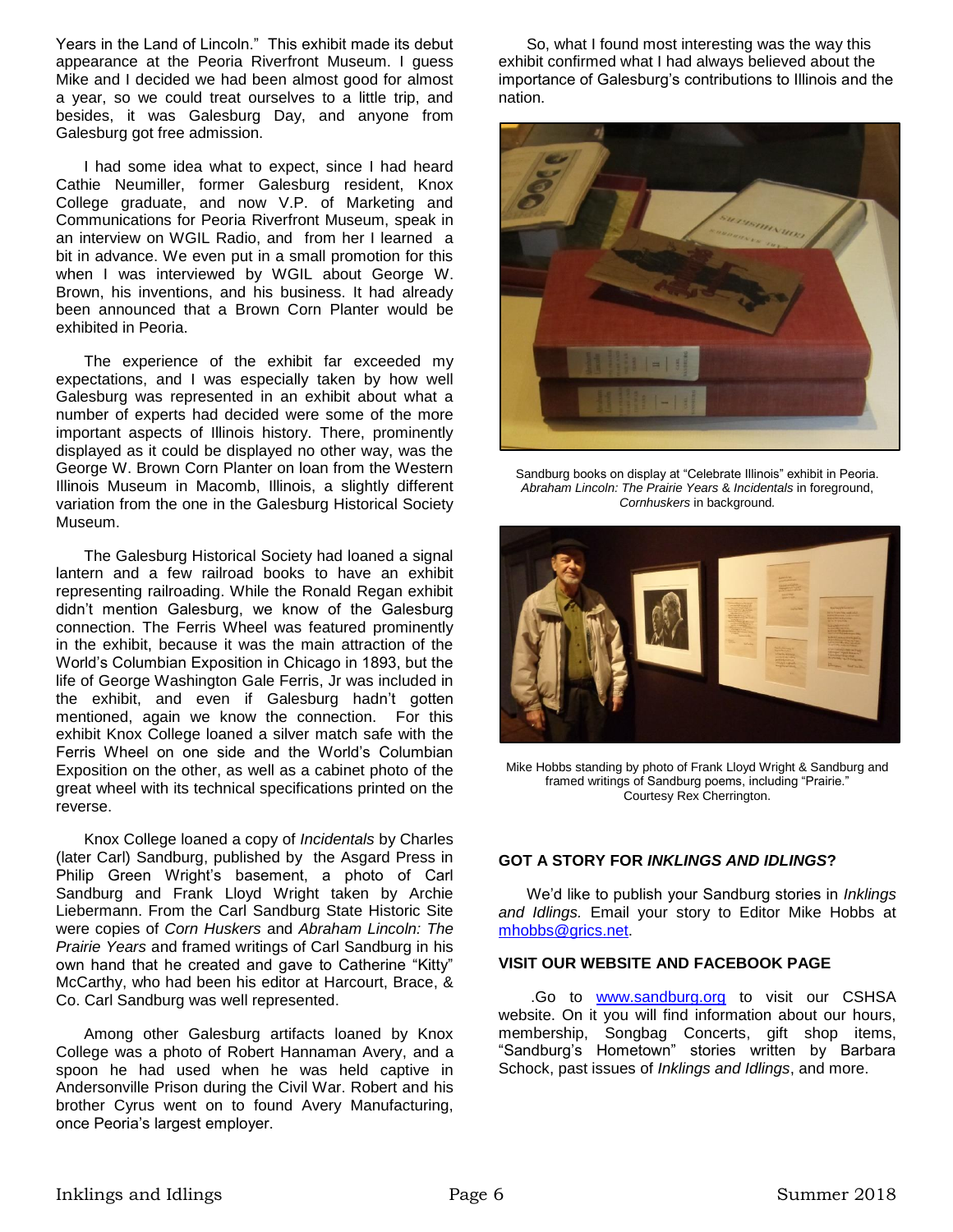Years in the Land of Lincoln." This exhibit made its debut appearance at the Peoria Riverfront Museum. I guess Mike and I decided we had been almost good for almost a year, so we could treat ourselves to a little trip, and besides, it was Galesburg Day, and anyone from Galesburg got free admission.

I had some idea what to expect, since I had heard Cathie Neumiller, former Galesburg resident, Knox College graduate, and now V.P. of Marketing and Communications for Peoria Riverfront Museum, speak in an interview on WGIL Radio, and from her I learned a bit in advance. We even put in a small promotion for this when I was interviewed by WGIL about George W. Brown, his inventions, and his business. It had already been announced that a Brown Corn Planter would be exhibited in Peoria.

The experience of the exhibit far exceeded my expectations, and I was especially taken by how well Galesburg was represented in an exhibit about what a number of experts had decided were some of the more important aspects of Illinois history. There, prominently displayed as it could be displayed no other way, was the George W. Brown Corn Planter on loan from the Western Illinois Museum in Macomb, Illinois, a slightly different variation from the one in the Galesburg Historical Society Museum.

The Galesburg Historical Society had loaned a signal lantern and a few railroad books to have an exhibit representing railroading. While the Ronald Regan exhibit didn't mention Galesburg, we know of the Galesburg connection. The Ferris Wheel was featured prominently in the exhibit, because it was the main attraction of the World's Columbian Exposition in Chicago in 1893, but the life of George Washington Gale Ferris, Jr was included in the exhibit, and even if Galesburg hadn't gotten mentioned, again we know the connection. For this exhibit Knox College loaned a silver match safe with the Ferris Wheel on one side and the World's Columbian Exposition on the other, as well as a cabinet photo of the great wheel with its technical specifications printed on the reverse.

Knox College loaned a copy of *Incidentals* by Charles (later Carl) Sandburg, published by the Asgard Press in Philip Green Wright's basement, a photo of Carl Sandburg and Frank Lloyd Wright taken by Archie Liebermann. From the Carl Sandburg State Historic Site were copies of *Corn Huskers* and *Abraham Lincoln: The Prairie Years* and framed writings of Carl Sandburg in his own hand that he created and gave to Catherine "Kitty" McCarthy, who had been his editor at Harcourt, Brace, & Co. Carl Sandburg was well represented.

Among other Galesburg artifacts loaned by Knox College was a photo of Robert Hannaman Avery, and a spoon he had used when he was held captive in Andersonville Prison during the Civil War. Robert and his brother Cyrus went on to found Avery Manufacturing, once Peoria's largest employer.

So, what I found most interesting was the way this exhibit confirmed what I had always believed about the importance of Galesburg's contributions to Illinois and the nation.

Sandburg books on display at "Celebrate Illinois" exhibit in Peoria. *Abraham Lincoln: The Prairie Years* & *Incidentals* in foreground, *Cornhuskers* in background.

Mike Hobbs standing by photo of Frank Lloyd Wright & Sandburg and framed writings of Sandburg poems, including "Prairie." Courtesy Rex Cherrington.

## GOT A STORY FOR *INKLINGS AND IDLINGS*?

We'd like to publish your Sandburg stories in *Inklings and Idlings.* Email your story to Editor Mike Hobbs at mhobbs@grics.net.

## VISIT OUR WEBSITE AND FACEBOOK PAGE

.Go to www.sandburg.org to visit our CSHSA website. On it you will find information about our hours, membership, Songbag Concerts, gift shop items, "Sandburg's Hometown" stories written by Barbara Schock, past issues of *Inklings and Idlings*, and more.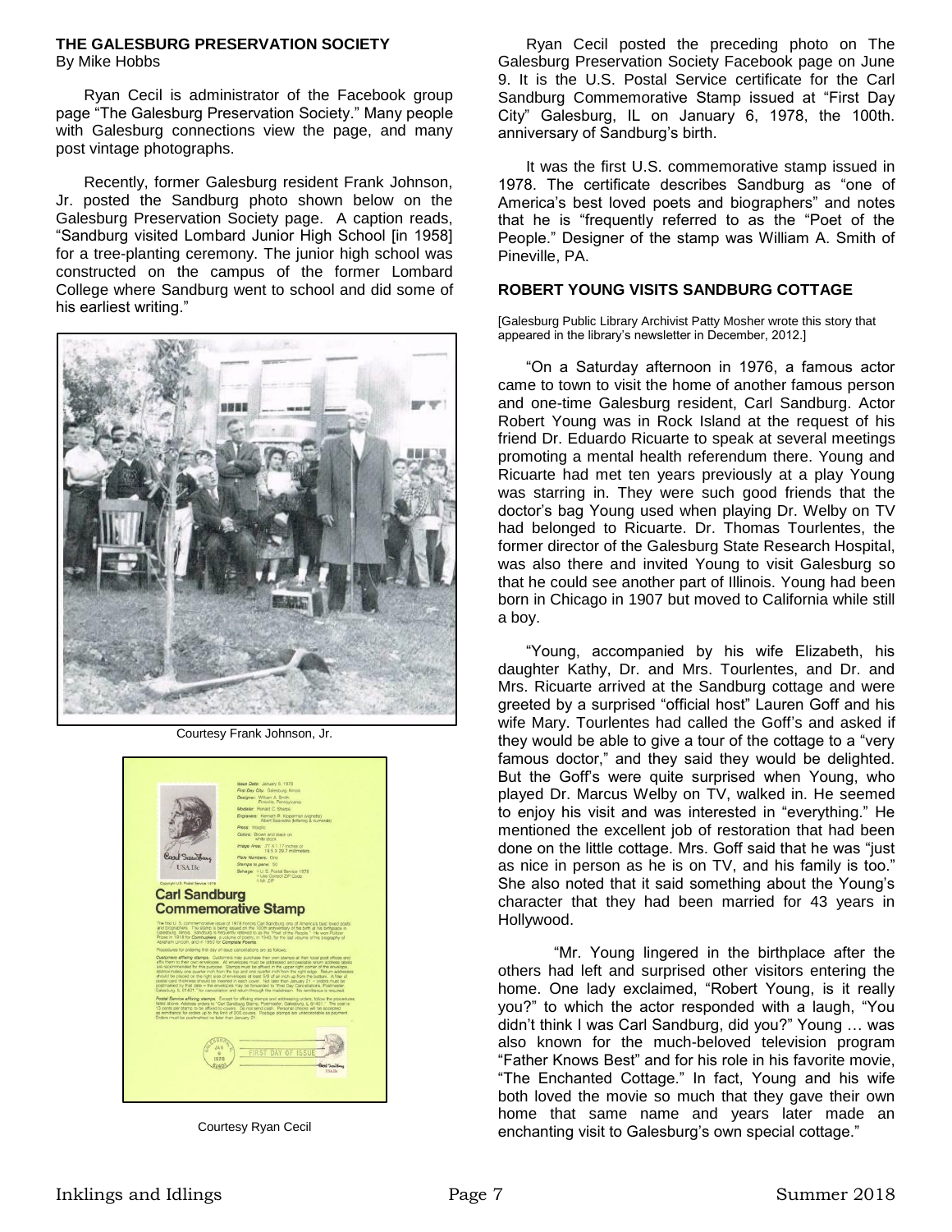## THE GALESBURG PRESERVATION SOCIETY

By Mike Hobbs

Ryan Cecil is administrator of the Facebook group page "The Galesburg Preservation Society." Many people with Galesburg connections view the page, and many post vintage photographs.

Recently, former Galesburg resident Frank Johnson, Jr. posted the Sandburg photo shown below on the Galesburg Preservation Society page. A caption reads, "Sandburg visited Lombard Junior High School [in 1958] for a tree-planting ceremony. The junior high school was constructed on the campus of the former Lombard College where Sandburg went to school and did some of his earliest writing."

Courtesy Frank Johnson, Jr.

Courtesy Ryan Cecil

Ryan Cecil posted the preceding photo on The Galesburg Preservation Society Facebook page on June 9. It is the U.S. Postal Service certificate for the Carl Sandburg Commemorative Stamp issued at "First Day City" Galesburg, IL on January 6, 1978, the 100th. anniversary of Sandburg's birth.

It was the first U.S. commemorative stamp issued in 1978. The certificate describes Sandburg as "one of America's best loved poets and biographers" and notes that he is "frequently referred to as the "Poet of the People." Designer of the stamp was William A. Smith of Pineville, PA.

## ROBERT YOUNG VISITS SANDBURG COTTAGE

[Galesburg Public Library Archivist Patty Mosher wrote this story that appeared in the library's newsletter in December, 2012.]

"On a Saturday afternoon in 1976, a famous actor came to town to visit the home of another famous person and one-time Galesburg resident, Carl Sandburg. Actor Robert Young was in Rock Island at the request of his friend Dr. Eduardo Ricuarte to speak at several meetings promoting a mental health referendum there. Young and Ricuarte had met ten years previously at a play Young was starring in. They were such good friends that the doctor's bag Young used when playing Dr. Welby on TV had belonged to Ricuarte. Dr. Thomas Tourlentes, the former director of the Galesburg State Research Hospital, was also there and invited Young to visit Galesburg so that he could see another part of Illinois. Young had been born in Chicago in 1907 but moved to California while still a boy.

"Young, accompanied by his wife Elizabeth, his daughter Kathy, Dr. and Mrs. Tourlentes, and Dr. and Mrs. Ricuarte arrived at the Sandburg cottage and were greeted by a surprised "official host" Lauren Goff and his wife Mary. Tourlentes had called the Goff's and asked if they would be able to give a tour of the cottage to a "very famous doctor," and they said they would be delighted. But the Goff's were quite surprised when Young, who played Dr. Marcus Welby on TV, walked in. He seemed to enjoy his visit and was interested in "everything." He mentioned the excellent job of restoration that had been done on the little cottage. Mrs. Goff said that he was "just as nice in person as he is on TV, and his family is too." She also noted that it said something about the Young's character that they had been married for 43 years in Hollywood.

"Mr. Young lingered in the birthplace after the others had left and surprised other visitors entering the home. One lady exclaimed, "Robert Young, is it really you?" to which the actor responded with a laugh, "You didn't think I was Carl Sandburg, did you?" Young … was also known for the much-beloved television program "Father Knows Best" and for his role in his favorite movie, "The Enchanted Cottage." In fact, Young and his wife both loved the movie so much that they gave their own home that same name and years later made an enchanting visit to Galesburg's own special cottage."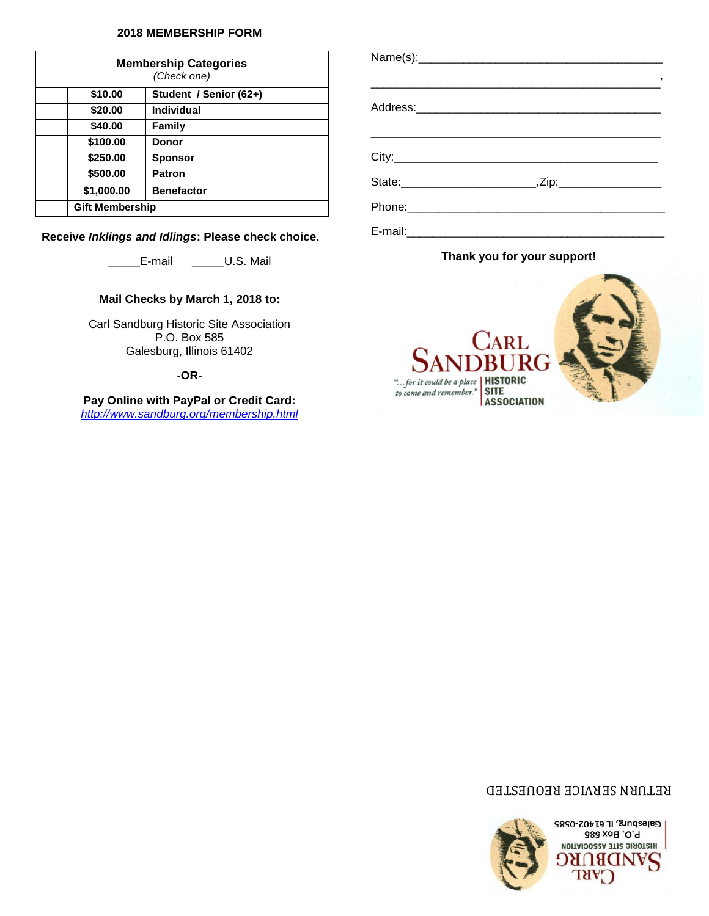**2018 MEMBERSHIP FORM**

| Membership Categories *(Check one)* | | |
|---|---|---|
| | **$10.00** | **Student / Senior (62+)** |
| | **$20.00** | **Individual** |
| | **$40.00** | **Family** |
| | **$100.00** | **Donor** |
| | **$250.00** | **Sponsor** |
| | **$500.00** | **Patron** |
| | **$1,000.00** | **Benefactor** |
| | **Gift Membership** | |

**Receive *Inklings and Idlings*: Please check choice.**

_____E-mail     _____U.S. Mail

**Mail Checks by March 1, 2018 to:**

Carl Sandburg Historic Site Association
P.O. Box 585
Galesburg, Illinois 61402

**-OR-**

**Pay Online with PayPal or Credit Card:**
[http://www.sandburg.org/membership.html](http://www.sandburg.org/membership.html)

Name(s):________________________________________

________________________________________,

Address:________________________________________

________________________________________

City:________________________________________

State:______________________,Zip:________________

Phone:________________________________________

E-mail:________________________________________

**Thank you for your support!**

CARL SANDBURG
"...for it could be a place to come and remember."
HISTORIC SITE ASSOCIATION

RETURN SERVICE REQUESTED

CARL SANDBURG
HISTORIC SITE ASSOCIATION
P.O. Box 585
Galesburg, IL 61402-0585